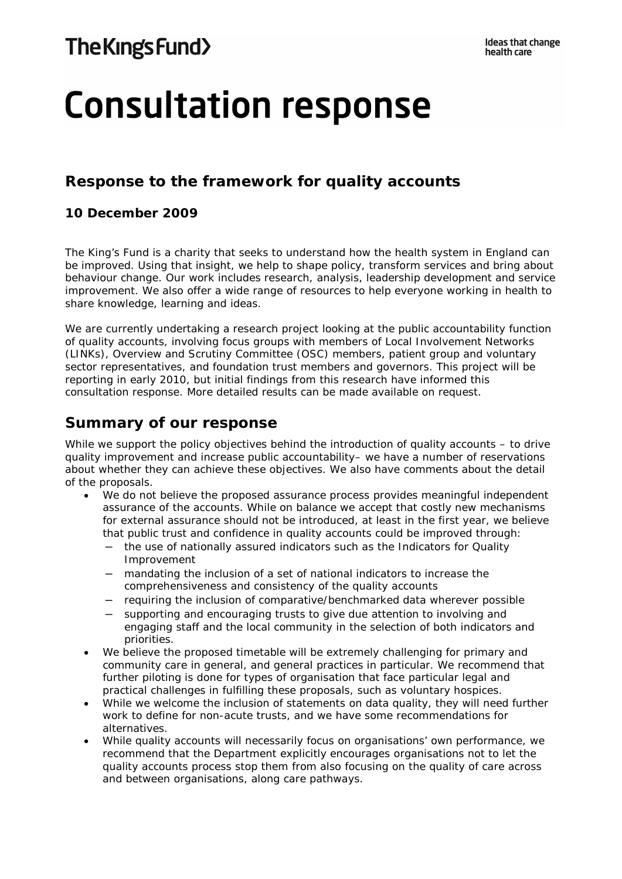The King's Fund

Ideas that change health care

# Consultation response

## Response to the framework for quality accounts

### 10 December 2009

The King's Fund is a charity that seeks to understand how the health system in England can be improved. Using that insight, we help to shape policy, transform services and bring about behaviour change. Our work includes research, analysis, leadership development and service improvement. We also offer a wide range of resources to help everyone working in health to share knowledge, learning and ideas.

We are currently undertaking a research project looking at the public accountability function of quality accounts, involving focus groups with members of Local Involvement Networks (LINKs), Overview and Scrutiny Committee (OSC) members, patient group and voluntary sector representatives, and foundation trust members and governors. This project will be reporting in early 2010, but initial findings from this research have informed this consultation response. More detailed results can be made available on request.

## Summary of our response

While we support the policy objectives behind the introduction of quality accounts – to drive quality improvement and increase public accountability– we have a number of reservations about whether they can achieve these objectives. We also have comments about the detail of the proposals.

- We do not believe the proposed assurance process provides meaningful independent assurance of the accounts. While on balance we accept that costly new mechanisms for external assurance should not be introduced, at least in the first year, we believe that public trust and confidence in quality accounts could be improved through:
  - the use of nationally assured indicators such as the Indicators for Quality Improvement
  - mandating the inclusion of a set of national indicators to increase the comprehensiveness and consistency of the quality accounts
  - requiring the inclusion of comparative/benchmarked data wherever possible
  - supporting and encouraging trusts to give due attention to involving and engaging staff and the local community in the selection of both indicators and priorities.
- We believe the proposed timetable will be extremely challenging for primary and community care in general, and general practices in particular. We recommend that further piloting is done for types of organisation that face particular legal and practical challenges in fulfilling these proposals, such as voluntary hospices.
- While we welcome the inclusion of statements on data quality, they will need further work to define for non-acute trusts, and we have some recommendations for alternatives.
- While quality accounts will necessarily focus on organisations' own performance, we recommend that the Department explicitly encourages organisations not to let the quality accounts process stop them from also focusing on the quality of care across and between organisations, along care pathways.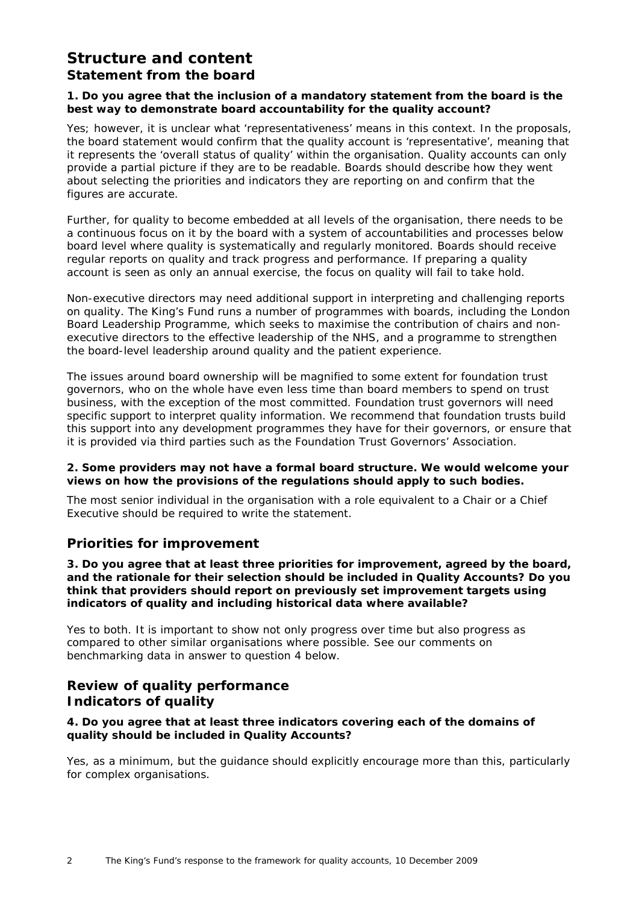# Structure and content

## Statement from the board

**1. Do you agree that the inclusion of a mandatory statement from the board is the best way to demonstrate board accountability for the quality account?**

Yes; however, it is unclear what 'representativeness' means in this context. In the proposals, the board statement would confirm that the quality account is 'representative', meaning that it represents the 'overall status of quality' within the organisation. Quality accounts can only provide a partial picture if they are to be readable. Boards should describe how they went about selecting the priorities and indicators they are reporting on and confirm that the figures are accurate.

Further, for quality to become embedded at all levels of the organisation, there needs to be a continuous focus on it by the board with a system of accountabilities and processes below board level where quality is systematically and regularly monitored. Boards should receive regular reports on quality and track progress and performance. If preparing a quality account is seen as only an annual exercise, the focus on quality will fail to take hold.

Non-executive directors may need additional support in interpreting and challenging reports on quality. The King's Fund runs a number of programmes with boards, including the London Board Leadership Programme, which seeks to maximise the contribution of chairs and non-executive directors to the effective leadership of the NHS, and a programme to strengthen the board-level leadership around quality and the patient experience.

The issues around board ownership will be magnified to some extent for foundation trust governors, who on the whole have even less time than board members to spend on trust business, with the exception of the most committed. Foundation trust governors will need specific support to interpret quality information. We recommend that foundation trusts build this support into any development programmes they have for their governors, or ensure that it is provided via third parties such as the Foundation Trust Governors' Association.

**2. Some providers may not have a formal board structure. We would welcome your views on how the provisions of the regulations should apply to such bodies.**

The most senior individual in the organisation with a role equivalent to a Chair or a Chief Executive should be required to write the statement.

## Priorities for improvement

**3. Do you agree that at least three priorities for improvement, agreed by the board, and the rationale for their selection should be included in Quality Accounts? Do you think that providers should report on previously set improvement targets using indicators of quality and including historical data where available?**

Yes to both. It is important to show not only progress over time but also progress as compared to other similar organisations where possible. See our comments on benchmarking data in answer to question 4 below.

## Review of quality performance

## Indicators of quality

**4. Do you agree that at least three indicators covering each of the domains of quality should be included in Quality Accounts?**

Yes, as a minimum, but the guidance should explicitly encourage more than this, particularly for complex organisations.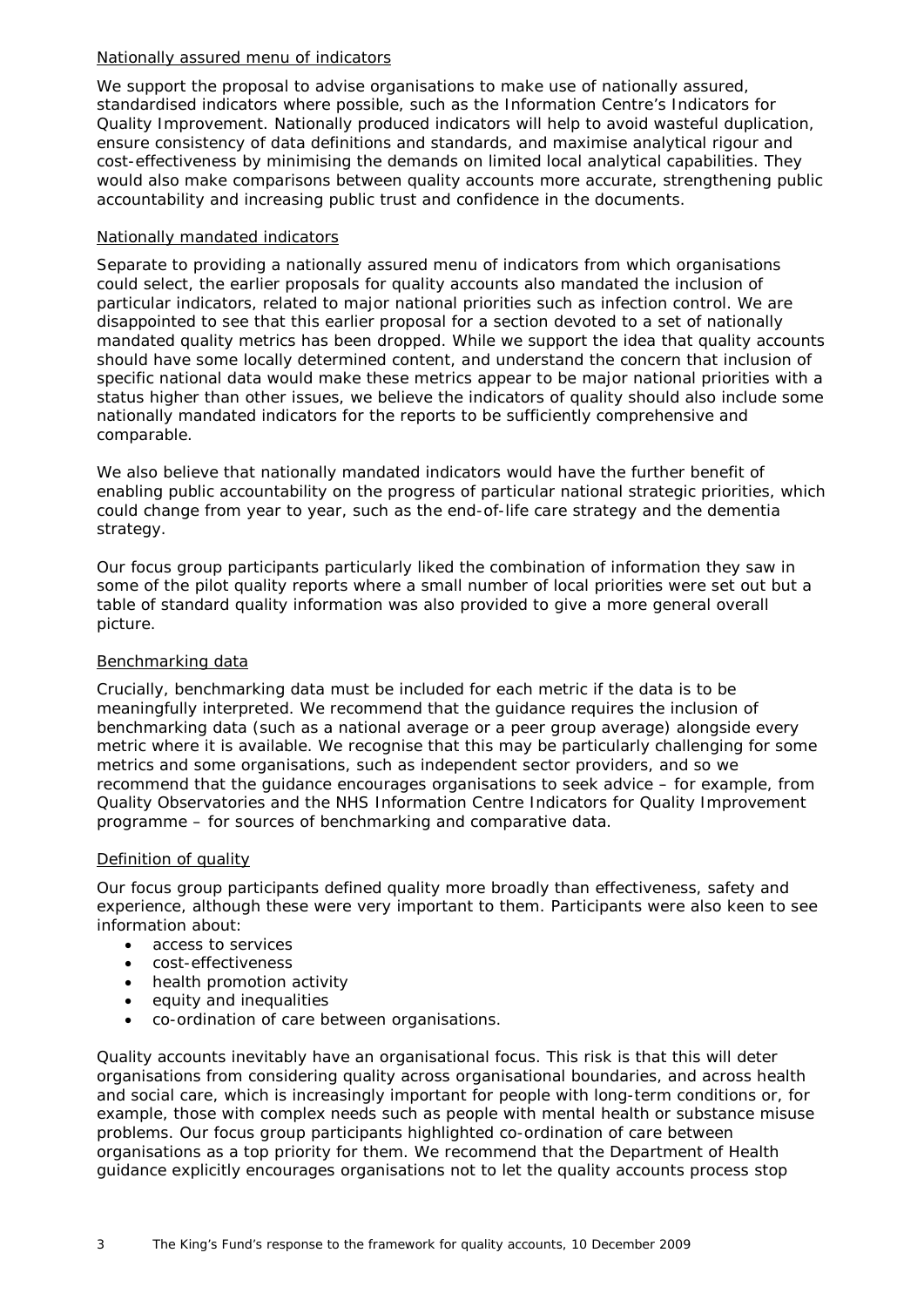Nationally assured menu of indicators

We support the proposal to advise organisations to make use of nationally assured, standardised indicators where possible, such as the Information Centre's Indicators for Quality Improvement. Nationally produced indicators will help to avoid wasteful duplication, ensure consistency of data definitions and standards, and maximise analytical rigour and cost-effectiveness by minimising the demands on limited local analytical capabilities. They would also make comparisons between quality accounts more accurate, strengthening public accountability and increasing public trust and confidence in the documents.

Nationally mandated indicators

Separate to providing a nationally assured menu of indicators from which organisations could select, the earlier proposals for quality accounts also mandated the inclusion of particular indicators, related to major national priorities such as infection control. We are disappointed to see that this earlier proposal for a section devoted to a set of nationally mandated quality metrics has been dropped. While we support the idea that quality accounts should have some locally determined content, and understand the concern that inclusion of specific national data would make these metrics appear to be major national priorities with a status higher than other issues, we believe the indicators of quality should also include some nationally mandated indicators for the reports to be sufficiently comprehensive and comparable.

We also believe that nationally mandated indicators would have the further benefit of enabling public accountability on the progress of particular national strategic priorities, which could change from year to year, such as the end-of-life care strategy and the dementia strategy.

Our focus group participants particularly liked the combination of information they saw in some of the pilot quality reports where a small number of local priorities were set out but a table of standard quality information was also provided to give a more general overall picture.

Benchmarking data

Crucially, benchmarking data must be included for each metric if the data is to be meaningfully interpreted. We recommend that the guidance requires the inclusion of benchmarking data (such as a national average or a peer group average) alongside every metric where it is available. We recognise that this may be particularly challenging for some metrics and some organisations, such as independent sector providers, and so we recommend that the guidance encourages organisations to seek advice – for example, from Quality Observatories and the NHS Information Centre Indicators for Quality Improvement programme – for sources of benchmarking and comparative data.

Definition of quality

Our focus group participants defined quality more broadly than effectiveness, safety and experience, although these were very important to them. Participants were also keen to see information about:

- access to services
- cost-effectiveness
- health promotion activity
- equity and inequalities
- co-ordination of care between organisations.

Quality accounts inevitably have an organisational focus. This risk is that this will deter organisations from considering quality across organisational boundaries, and across health and social care, which is increasingly important for people with long-term conditions or, for example, those with complex needs such as people with mental health or substance misuse problems. Our focus group participants highlighted co-ordination of care between organisations as a top priority for them. We recommend that the Department of Health guidance explicitly encourages organisations not to let the quality accounts process stop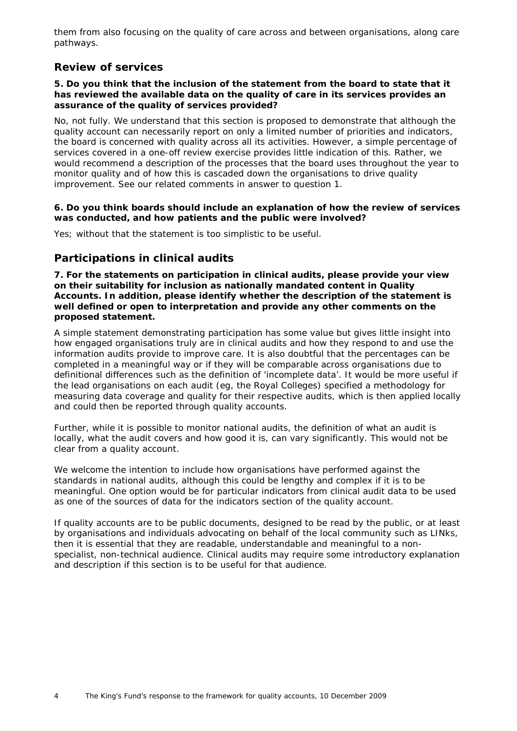them from also focusing on the quality of care across and between organisations, along care pathways.

## Review of services

**5. Do you think that the inclusion of the statement from the board to state that it has reviewed the available data on the quality of care in its services provides an assurance of the quality of services provided?**

*No, not fully. We understand that this section is proposed to demonstrate that although the quality account can necessarily report on only a limited number of priorities and indicators, the board is concerned with quality across all its activities. However, a simple percentage of services covered in a one-off review exercise provides little indication of this. Rather, we would recommend a description of the processes that the board uses throughout the year to monitor quality and of how this is cascaded down the organisations to drive quality improvement. See our related comments in answer to question 1.*

**6. Do you think boards should include an explanation of how the review of services was conducted, and how patients and the public were involved?**

*Yes; without that the statement is too simplistic to be useful.*

## Participations in clinical audits

**7. For the statements on participation in clinical audits, please provide your view on their suitability for inclusion as nationally mandated content in Quality Accounts. In addition, please identify whether the description of the statement is well defined or open to interpretation and provide any other comments on the proposed statement.**

*A simple statement demonstrating participation has some value but gives little insight into how engaged organisations truly are in clinical audits and how they respond to and use the information audits provide to improve care. It is also doubtful that the percentages can be completed in a meaningful way or if they will be comparable across organisations due to definitional differences such as the definition of 'incomplete data'. It would be more useful if the lead organisations on each audit (eg, the Royal Colleges) specified a methodology for measuring data coverage and quality for their respective audits, which is then applied locally and could then be reported through quality accounts.*

*Further, while it is possible to monitor national audits, the definition of what an audit is locally, what the audit covers and how good it is, can vary significantly. This would not be clear from a quality account.*

*We welcome the intention to include how organisations have performed against the standards in national audits, although this could be lengthy and complex if it is to be meaningful. One option would be for particular indicators from clinical audit data to be used as one of the sources of data for the indicators section of the quality account.*

*If quality accounts are to be public documents, designed to be read by the public, or at least by organisations and individuals advocating on behalf of the local community such as LINks, then it is essential that they are readable, understandable and meaningful to a non-specialist, non-technical audience. Clinical audits may require some introductory explanation and description if this section is to be useful for that audience.*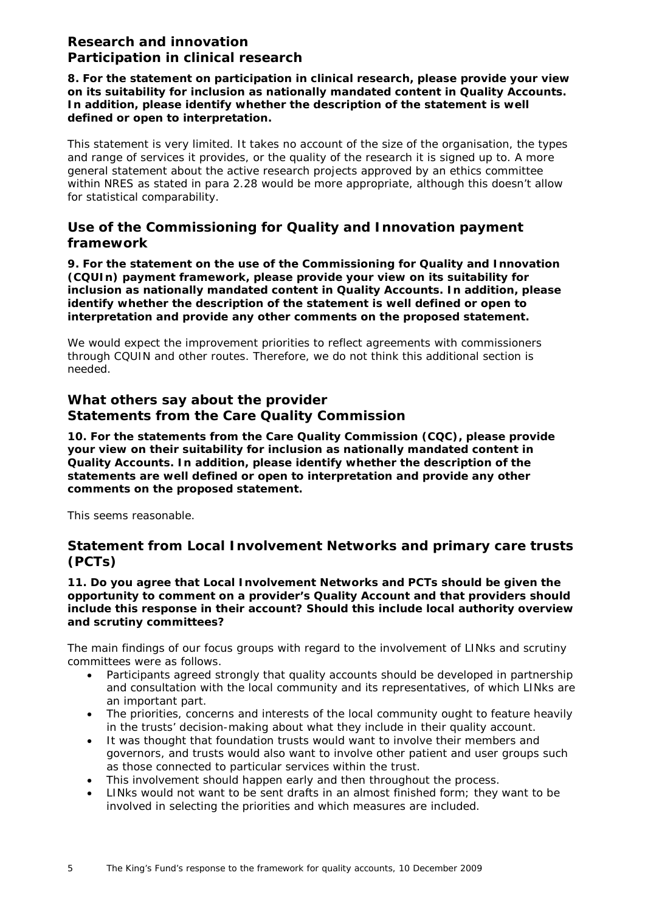## Research and innovation

### Participation in clinical research

**8. For the statement on participation in clinical research, please provide your view on its suitability for inclusion as nationally mandated content in Quality Accounts. In addition, please identify whether the description of the statement is well defined or open to interpretation.**

This statement is very limited. It takes no account of the size of the organisation, the types and range of services it provides, or the quality of the research it is signed up to. A more general statement about the active research projects approved by an ethics committee within NRES as stated in para 2.28 would be more appropriate, although this doesn't allow for statistical comparability.

## Use of the Commissioning for Quality and Innovation payment framework

**9. For the statement on the use of the Commissioning for Quality and Innovation (CQUIn) payment framework, please provide your view on its suitability for inclusion as nationally mandated content in Quality Accounts. In addition, please identify whether the description of the statement is well defined or open to interpretation and provide any other comments on the proposed statement.**

We would expect the improvement priorities to reflect agreements with commissioners through CQUIN and other routes. Therefore, we do not think this additional section is needed.

## What others say about the provider

### Statements from the Care Quality Commission

**10. For the statements from the Care Quality Commission (CQC), please provide your view on their suitability for inclusion as nationally mandated content in Quality Accounts. In addition, please identify whether the description of the statements are well defined or open to interpretation and provide any other comments on the proposed statement.**

This seems reasonable.

## Statement from Local Involvement Networks and primary care trusts (PCTs)

**11. Do you agree that Local Involvement Networks and PCTs should be given the opportunity to comment on a provider's Quality Account and that providers should include this response in their account? Should this include local authority overview and scrutiny committees?**

The main findings of our focus groups with regard to the involvement of LINks and scrutiny committees were as follows.

- Participants agreed strongly that quality accounts should be developed in partnership and consultation with the local community and its representatives, of which LINks are an important part.
- The priorities, concerns and interests of the local community ought to feature heavily in the trusts' decision-making about what they include in their quality account.
- It was thought that foundation trusts would want to involve their members and governors, and trusts would also want to involve other patient and user groups such as those connected to particular services within the trust.
- This involvement should happen early and then throughout the process.
- LINks would not want to be sent drafts in an almost finished form; they want to be involved in selecting the priorities and which measures are included.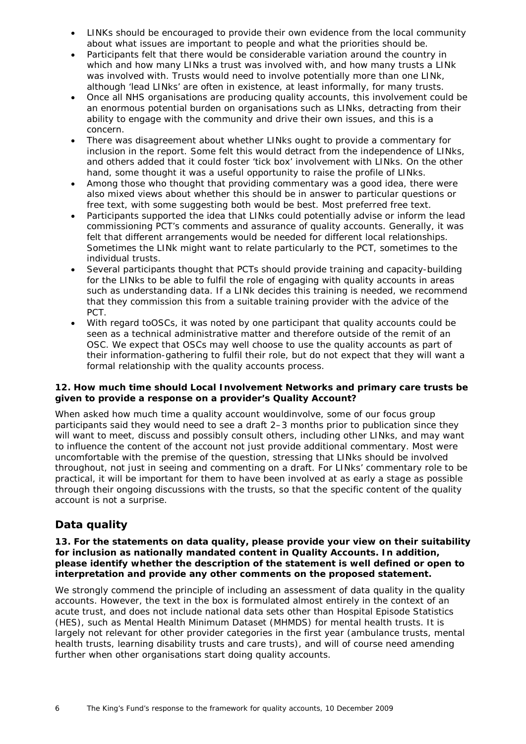- LINKs should be encouraged to provide their own evidence from the local community about what issues are important to people and what the priorities should be.
- Participants felt that there would be considerable variation around the country in which and how many LINks a trust was involved with, and how many trusts a LINk was involved with. Trusts would need to involve potentially more than one LINk, although 'lead LINks' are often in existence, at least informally, for many trusts.
- Once all NHS organisations are producing quality accounts, this involvement could be an enormous potential burden on organisations such as LINks, detracting from their ability to engage with the community and drive their own issues, and this is a concern.
- There was disagreement about whether LINks ought to provide a commentary for inclusion in the report. Some felt this would detract from the independence of LINks, and others added that it could foster 'tick box' involvement with LINks. On the other hand, some thought it was a useful opportunity to raise the profile of LINks.
- Among those who thought that providing commentary was a good idea, there were also mixed views about whether this should be in answer to particular questions or free text, with some suggesting both would be best. Most preferred free text.
- Participants supported the idea that LINks could potentially advise or inform the lead commissioning PCT's comments and assurance of quality accounts. Generally, it was felt that different arrangements would be needed for different local relationships. Sometimes the LINk might want to relate particularly to the PCT, sometimes to the individual trusts.
- Several participants thought that PCTs should provide training and capacity-building for the LINks to be able to fulfil the role of engaging with quality accounts in areas such as understanding data. If a LINk decides this training is needed, we recommend that they commission this from a suitable training provider with the advice of the PCT.
- With regard toOSCs, it was noted by one participant that quality accounts could be seen as a technical administrative matter and therefore outside of the remit of an OSC. We expect that OSCs may well choose to use the quality accounts as part of their information-gathering to fulfil their role, but do not expect that they will want a formal relationship with the quality accounts process.

**12. How much time should Local Involvement Networks and primary care trusts be given to provide a response on a provider's Quality Account?**

When asked how much time a quality account wouldinvolve, some of our focus group participants said they would need to see a draft 2–3 months prior to publication since they will want to meet, discuss and possibly consult others, including other LINks, and may want to influence the content of the account not just provide additional commentary. Most were uncomfortable with the premise of the question, stressing that LINks should be involved throughout, not just in seeing and commenting on a draft. For LINks' commentary role to be practical, it will be important for them to have been involved at as early a stage as possible through their ongoing discussions with the trusts, so that the specific content of the quality account is not a surprise.

## Data quality

**13. For the statements on data quality, please provide your view on their suitability for inclusion as nationally mandated content in Quality Accounts. In addition, please identify whether the description of the statement is well defined or open to interpretation and provide any other comments on the proposed statement.**

We strongly commend the principle of including an assessment of data quality in the quality accounts. However, the text in the box is formulated almost entirely in the context of an acute trust, and does not include national data sets other than Hospital Episode Statistics (HES), such as Mental Health Minimum Dataset (MHMDS) for mental health trusts. It is largely not relevant for other provider categories in the first year (ambulance trusts, mental health trusts, learning disability trusts and care trusts), and will of course need amending further when other organisations start doing quality accounts.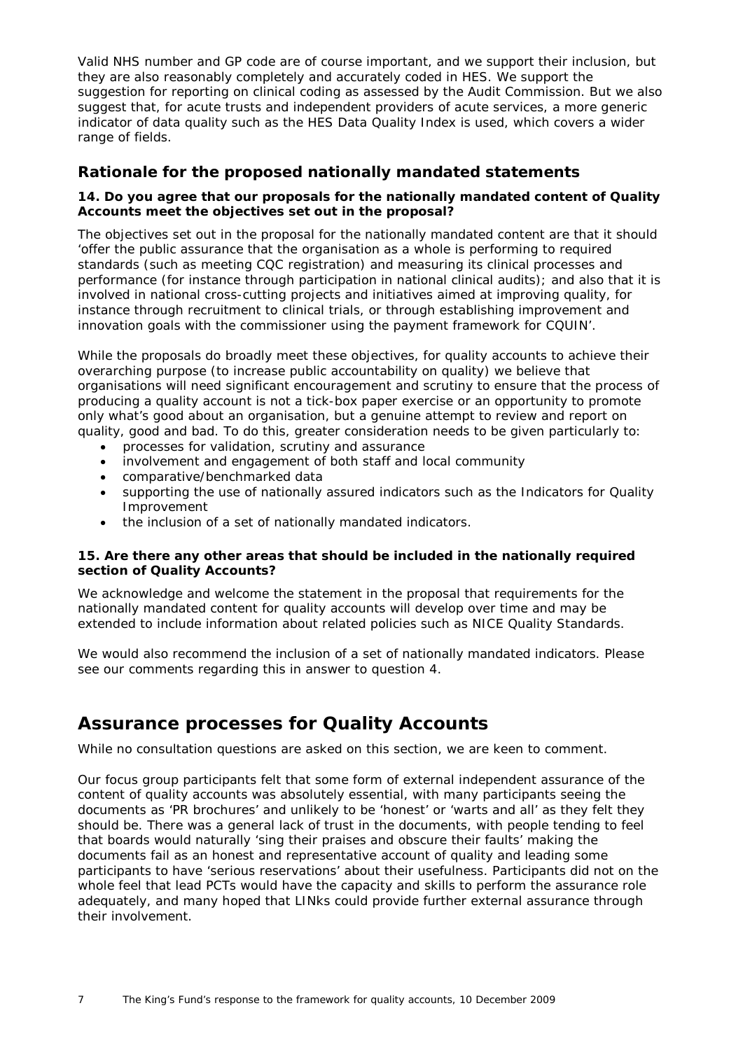Valid NHS number and GP code are of course important, and we support their inclusion, but they are also reasonably completely and accurately coded in HES. We support the suggestion for reporting on clinical coding as assessed by the Audit Commission. But we also suggest that, for acute trusts and independent providers of acute services, a more generic indicator of data quality such as the HES Data Quality Index is used, which covers a wider range of fields.

## Rationale for the proposed nationally mandated statements

**14. Do you agree that our proposals for the nationally mandated content of Quality Accounts meet the objectives set out in the proposal?**

The objectives set out in the proposal for the nationally mandated content are that it should 'offer the public assurance that the organisation as a whole is performing to required standards (such as meeting CQC registration) and measuring its clinical processes and performance (for instance through participation in national clinical audits); and also that it is involved in national cross-cutting projects and initiatives aimed at improving quality, for instance through recruitment to clinical trials, or through establishing improvement and innovation goals with the commissioner using the payment framework for CQUIN'.

While the proposals do broadly meet these objectives, for quality accounts to achieve their overarching purpose (to increase public accountability on quality) we believe that organisations will need significant encouragement and scrutiny to ensure that the process of producing a quality account is not a tick-box paper exercise or an opportunity to promote only what's good about an organisation, but a genuine attempt to review and report on quality, good and bad. To do this, greater consideration needs to be given particularly to:

- processes for validation, scrutiny and assurance
- involvement and engagement of both staff and local community
- comparative/benchmarked data
- supporting the use of nationally assured indicators such as the Indicators for Quality Improvement
- the inclusion of a set of nationally mandated indicators.

**15. Are there any other areas that should be included in the nationally required section of Quality Accounts?**

We acknowledge and welcome the statement in the proposal that requirements for the nationally mandated content for quality accounts will develop over time and may be extended to include information about related policies such as NICE Quality Standards.

We would also recommend the inclusion of a set of nationally mandated indicators. Please see our comments regarding this in answer to question 4.

# Assurance processes for Quality Accounts

While no consultation questions are asked on this section, we are keen to comment.

Our focus group participants felt that some form of external independent assurance of the content of quality accounts was absolutely essential, with many participants seeing the documents as 'PR brochures' and unlikely to be 'honest' or 'warts and all' as they felt they should be. There was a general lack of trust in the documents, with people tending to feel that boards would naturally 'sing their praises and obscure their faults' making the documents fail as an honest and representative account of quality and leading some participants to have 'serious reservations' about their usefulness. Participants did not on the whole feel that lead PCTs would have the capacity and skills to perform the assurance role adequately, and many hoped that LINks could provide further external assurance through their involvement.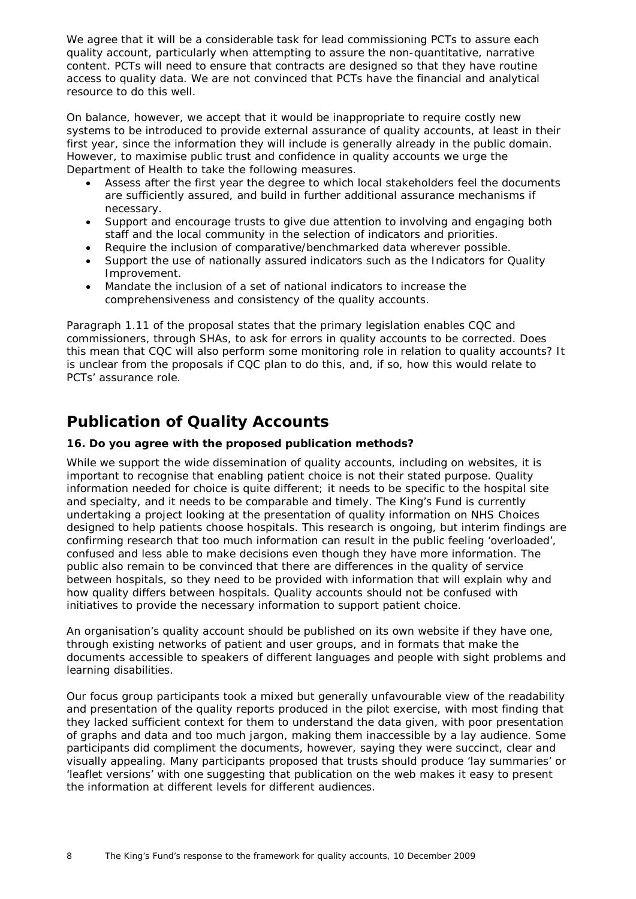We agree that it will be a considerable task for lead commissioning PCTs to assure each quality account, particularly when attempting to assure the non-quantitative, narrative content. PCTs will need to ensure that contracts are designed so that they have routine access to quality data. We are not convinced that PCTs have the financial and analytical resource to do this well.

On balance, however, we accept that it would be inappropriate to require costly new systems to be introduced to provide external assurance of quality accounts, at least in their first year, since the information they will include is generally already in the public domain. However, to maximise public trust and confidence in quality accounts we urge the Department of Health to take the following measures.

- Assess after the first year the degree to which local stakeholders feel the documents are sufficiently assured, and build in further additional assurance mechanisms if necessary.
- Support and encourage trusts to give due attention to involving and engaging both staff and the local community in the selection of indicators and priorities.
- Require the inclusion of comparative/benchmarked data wherever possible.
- Support the use of nationally assured indicators such as the Indicators for Quality Improvement.
- Mandate the inclusion of a set of national indicators to increase the comprehensiveness and consistency of the quality accounts.

Paragraph 1.11 of the proposal states that the primary legislation enables CQC and commissioners, through SHAs, to ask for errors in quality accounts to be corrected. Does this mean that CQC will also perform some monitoring role in relation to quality accounts? It is unclear from the proposals if CQC plan to do this, and, if so, how this would relate to PCTs' assurance role.

## Publication of Quality Accounts

**16. Do you agree with the proposed publication methods?**

While we support the wide dissemination of quality accounts, including on websites, it is important to recognise that enabling patient choice is not their stated purpose. Quality information needed for choice is quite different; it needs to be specific to the hospital site and specialty, and it needs to be comparable and timely. The King's Fund is currently undertaking a project looking at the presentation of quality information on NHS Choices designed to help patients choose hospitals. This research is ongoing, but interim findings are confirming research that too much information can result in the public feeling 'overloaded', confused and less able to make decisions even though they have more information. The public also remain to be convinced that there are differences in the quality of service between hospitals, so they need to be provided with information that will explain why and how quality differs between hospitals. Quality accounts should not be confused with initiatives to provide the necessary information to support patient choice.

An organisation's quality account should be published on its own website if they have one, through existing networks of patient and user groups, and in formats that make the documents accessible to speakers of different languages and people with sight problems and learning disabilities.

Our focus group participants took a mixed but generally unfavourable view of the readability and presentation of the quality reports produced in the pilot exercise, with most finding that they lacked sufficient context for them to understand the data given, with poor presentation of graphs and data and too much jargon, making them inaccessible by a lay audience. Some participants did compliment the documents, however, saying they were succinct, clear and visually appealing. Many participants proposed that trusts should produce 'lay summaries' or 'leaflet versions' with one suggesting that publication on the web makes it easy to present the information at different levels for different audiences.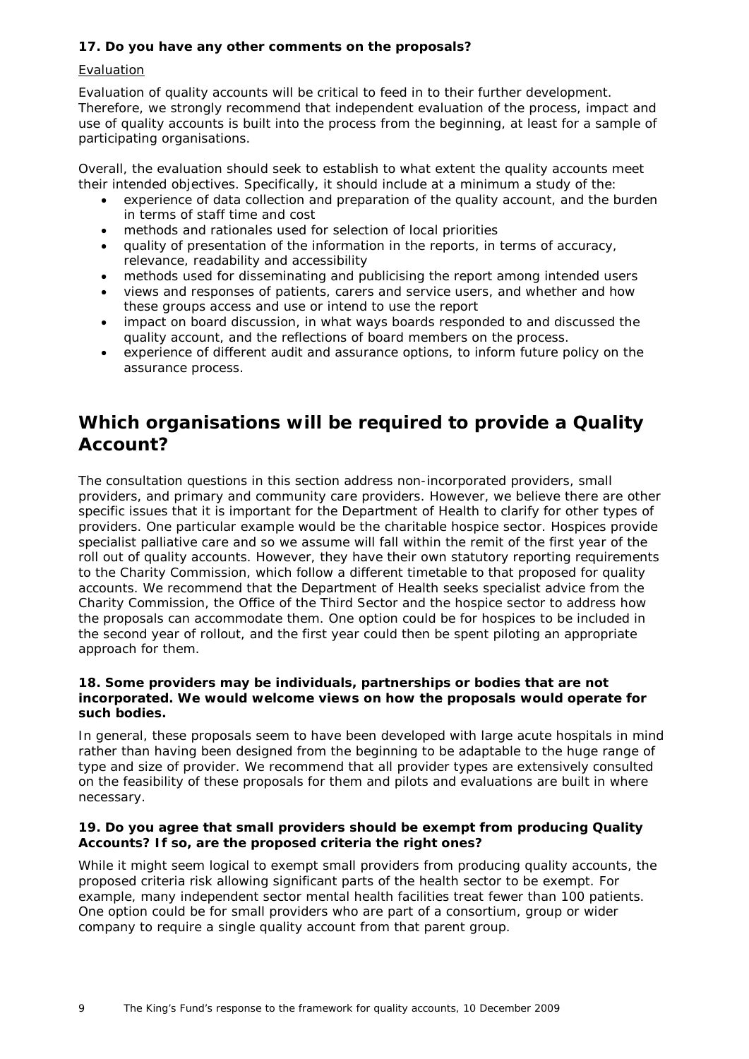**17. Do you have any other comments on the proposals?**

Evaluation

Evaluation of quality accounts will be critical to feed in to their further development. Therefore, we strongly recommend that independent evaluation of the process, impact and use of quality accounts is built into the process from the beginning, at least for a sample of participating organisations.

Overall, the evaluation should seek to establish to what extent the quality accounts meet their intended objectives. Specifically, it should include at a minimum a study of the:

- experience of data collection and preparation of the quality account, and the burden in terms of staff time and cost
- methods and rationales used for selection of local priorities
- quality of presentation of the information in the reports, in terms of accuracy, relevance, readability and accessibility
- methods used for disseminating and publicising the report among intended users
- views and responses of patients, carers and service users, and whether and how these groups access and use or intend to use the report
- impact on board discussion, in what ways boards responded to and discussed the quality account, and the reflections of board members on the process.
- experience of different audit and assurance options, to inform future policy on the assurance process.

## Which organisations will be required to provide a Quality Account?

The consultation questions in this section address non-incorporated providers, small providers, and primary and community care providers. However, we believe there are other specific issues that it is important for the Department of Health to clarify for other types of providers. One particular example would be the charitable hospice sector. Hospices provide specialist palliative care and so we assume will fall within the remit of the first year of the roll out of quality accounts. However, they have their own statutory reporting requirements to the Charity Commission, which follow a different timetable to that proposed for quality accounts. We recommend that the Department of Health seeks specialist advice from the Charity Commission, the Office of the Third Sector and the hospice sector to address how the proposals can accommodate them. One option could be for hospices to be included in the second year of rollout, and the first year could then be spent piloting an appropriate approach for them.

**18. Some providers may be individuals, partnerships or bodies that are not incorporated. We would welcome views on how the proposals would operate for such bodies.**

In general, these proposals seem to have been developed with large acute hospitals in mind rather than having been designed from the beginning to be adaptable to the huge range of type and size of provider. We recommend that all provider types are extensively consulted on the feasibility of these proposals for them and pilots and evaluations are built in where necessary.

**19. Do you agree that small providers should be exempt from producing Quality Accounts? If so, are the proposed criteria the right ones?**

While it might seem logical to exempt small providers from producing quality accounts, the proposed criteria risk allowing significant parts of the health sector to be exempt. For example, many independent sector mental health facilities treat fewer than 100 patients. One option could be for small providers who are part of a consortium, group or wider company to require a single quality account from that parent group.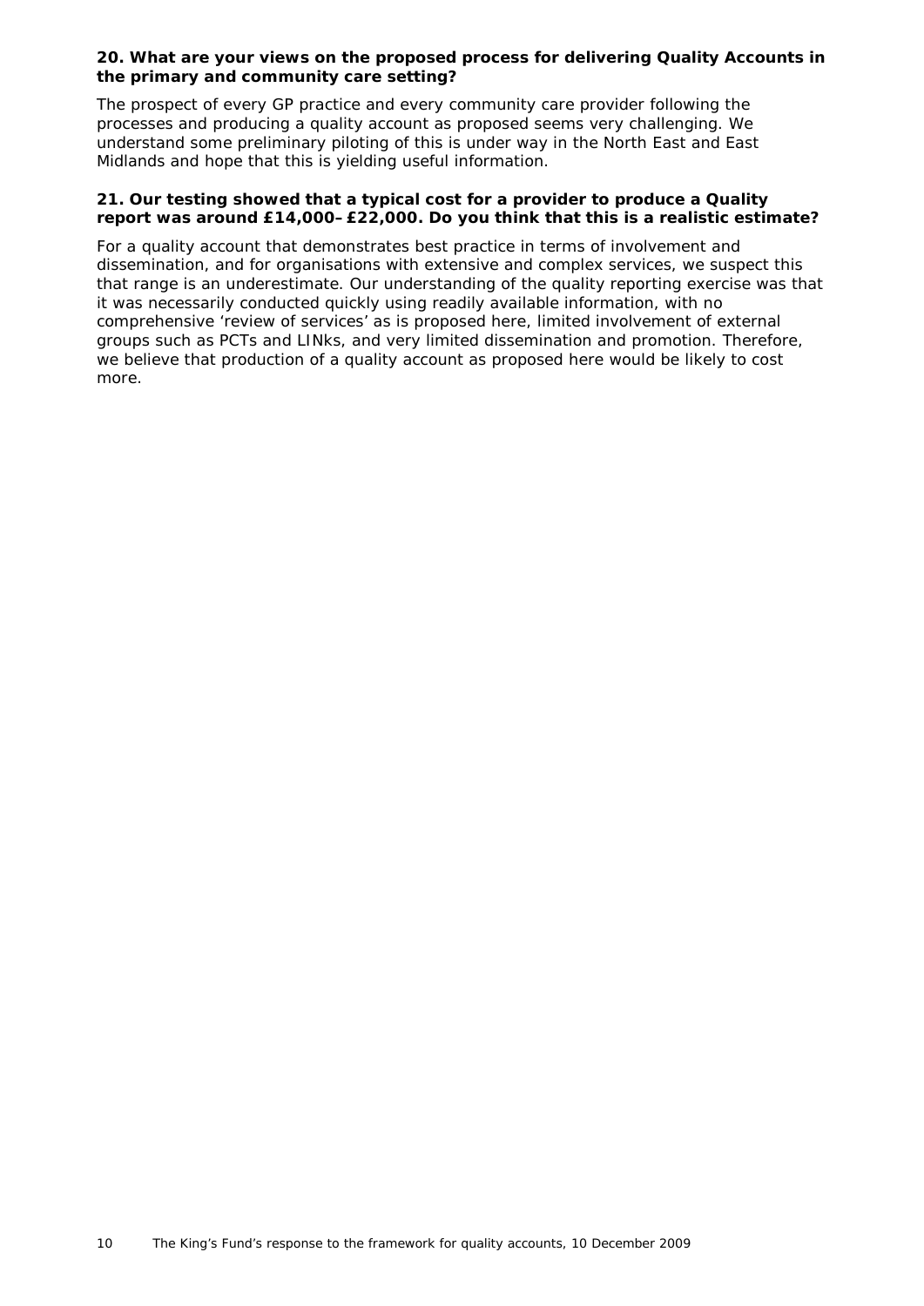**20. What are your views on the proposed process for delivering Quality Accounts in the primary and community care setting?**

The prospect of every GP practice and every community care provider following the processes and producing a quality account as proposed seems very challenging. We understand some preliminary piloting of this is under way in the North East and East Midlands and hope that this is yielding useful information.

**21. Our testing showed that a typical cost for a provider to produce a Quality report was around £14,000–£22,000. Do you think that this is a realistic estimate?**

For a quality account that demonstrates best practice in terms of involvement and dissemination, and for organisations with extensive and complex services, we suspect this that range is an underestimate. Our understanding of the quality reporting exercise was that it was necessarily conducted quickly using readily available information, with no comprehensive 'review of services' as is proposed here, limited involvement of external groups such as PCTs and LINks, and very limited dissemination and promotion. Therefore, we believe that production of a quality account as proposed here would be likely to cost more.